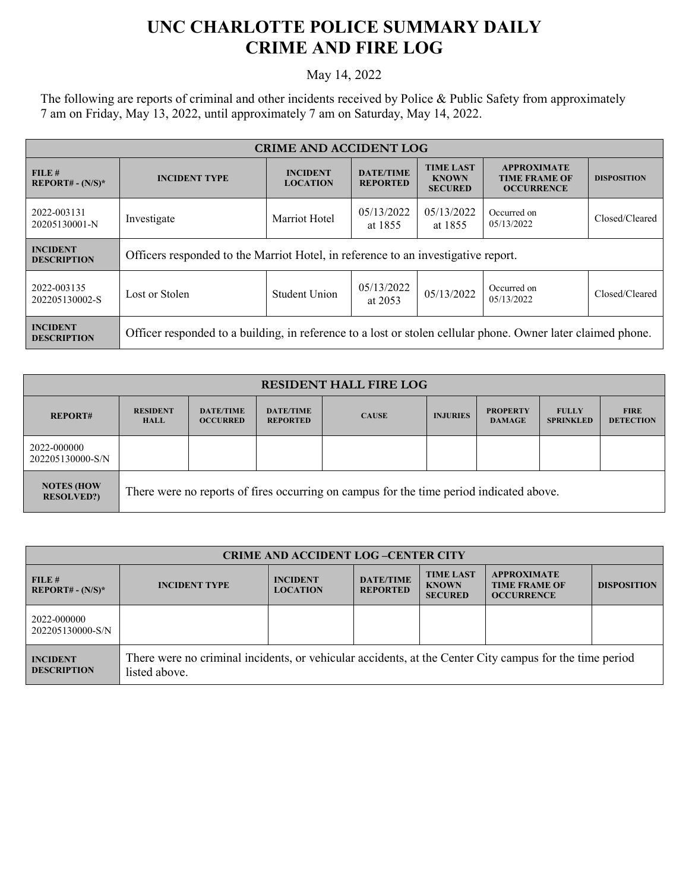# UNC CHARLOTTE POLICE SUMMARY DAILY CRIME AND FIRE LOG

May 14, 2022

The following are reports of criminal and other incidents received by Police & Public Safety from approximately 7 am on Friday, May 13, 2022, until approximately 7 am on Saturday, May 14, 2022.

| CRIME AND ACCIDENT LOG | | | | | | |
|---|---|---|---|---|---|---|
| **FILE # REPORT# - (N/S)*** | **INCIDENT TYPE** | **INCIDENT LOCATION** | **DATE/TIME REPORTED** | **TIME LAST KNOWN SECURED** | **APPROXIMATE TIME FRAME OF OCCURRENCE** | **DISPOSITION** |
| 2022-003131 20205130001-N | Investigate | Marriot Hotel | 05/13/2022 at 1855 | 05/13/2022 at 1855 | Occurred on 05/13/2022 | Closed/Cleared |
| **INCIDENT DESCRIPTION** | Officers responded to the Marriot Hotel, in reference to an investigative report. | | | | | |
| 2022-003135 202205130002-S | Lost or Stolen | Student Union | 05/13/2022 at 2053 | 05/13/2022 | Occurred on 05/13/2022 | Closed/Cleared |
| **INCIDENT DESCRIPTION** | Officer responded to a building, in reference to a lost or stolen cellular phone. Owner later claimed phone. | | | | | |

| RESIDENT HALL FIRE LOG | | | | | | | | |
|---|---|---|---|---|---|---|---|---|
| **REPORT#** | **RESIDENT HALL** | **DATE/TIME OCCURRED** | **DATE/TIME REPORTED** | **CAUSE** | **INJURIES** | **PROPERTY DAMAGE** | **FULLY SPRINKLED** | **FIRE DETECTION** |
| 2022-000000 202205130000-S/N | | | | | | | | |
| **NOTES (HOW RESOLVED?)** | There were no reports of fires occurring on campus for the time period indicated above. | | | | | | | |

| CRIME AND ACCIDENT LOG –CENTER CITY | | | | | | |
|---|---|---|---|---|---|---|
| **FILE # REPORT# - (N/S)*** | **INCIDENT TYPE** | **INCIDENT LOCATION** | **DATE/TIME REPORTED** | **TIME LAST KNOWN SECURED** | **APPROXIMATE TIME FRAME OF OCCURRENCE** | **DISPOSITION** |
| 2022-000000 202205130000-S/N | | | | | | |
| **INCIDENT DESCRIPTION** | There were no criminal incidents, or vehicular accidents, at the Center City campus for the time period listed above. | | | | | |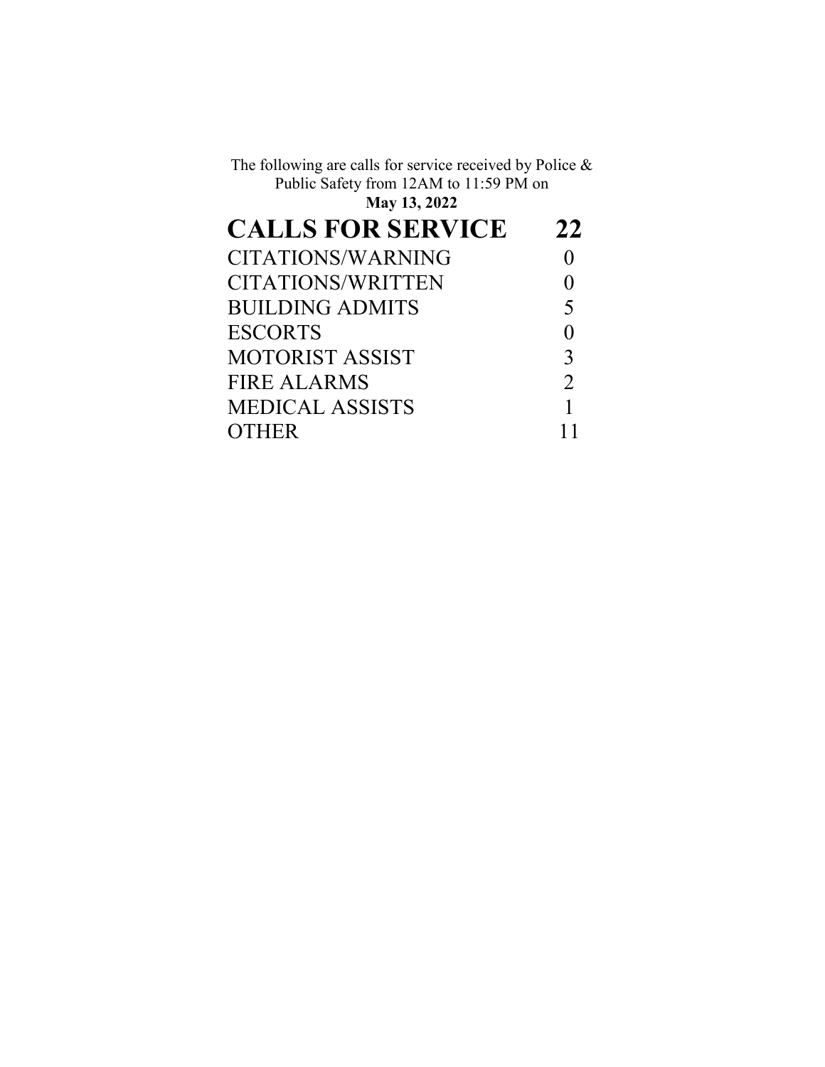The following are calls for service received by Police & Public Safety from 12AM to 11:59 PM on

**May 13, 2022**

| | |
|---|---|
| **CALLS FOR SERVICE** | **22** |
| CITATIONS/WARNING | 0 |
| CITATIONS/WRITTEN | 0 |
| BUILDING ADMITS | 5 |
| ESCORTS | 0 |
| MOTORIST ASSIST | 3 |
| FIRE ALARMS | 2 |
| MEDICAL ASSISTS | 1 |
| OTHER | 11 |